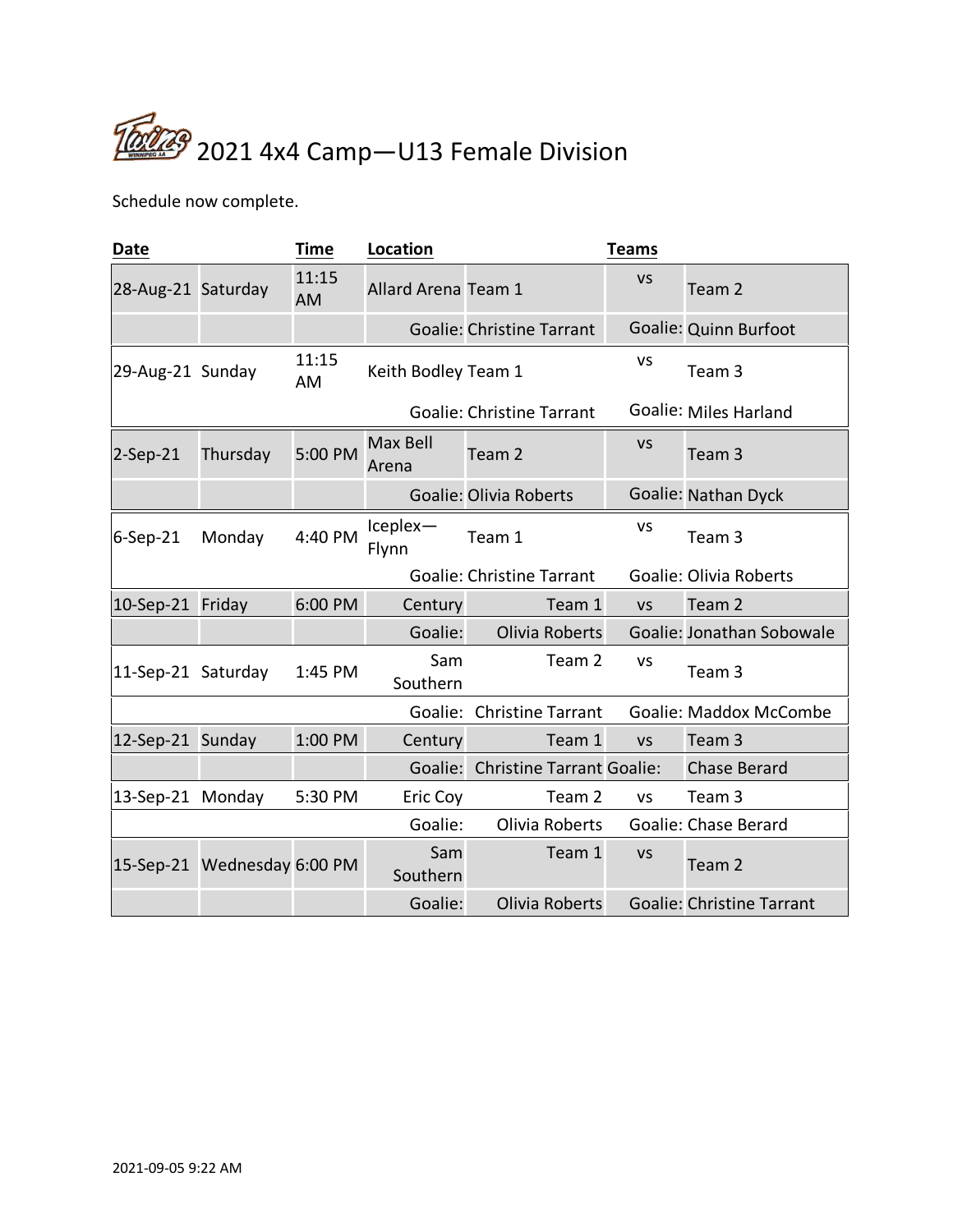# 2021 4x4 Camp—U13 Female Division

Schedule now complete.

| Date | | Time | Location | Teams | | |
|---|---|---|---|---|---|---|
| 28-Aug-21 | Saturday | 11:15 AM | Allard Arena | Team 1 | vs | Team 2 |
| | | | | Goalie: Christine Tarrant | Goalie: | Quinn Burfoot |
| 29-Aug-21 | Sunday | 11:15 AM | Keith Bodley | Team 1 | vs | Team 3 |
| | | | | Goalie: Christine Tarrant | Goalie: | Miles Harland |
| 2-Sep-21 | Thursday | 5:00 PM | Max Bell Arena | Team 2 | vs | Team 3 |
| | | | | Goalie: Olivia Roberts | Goalie: | Nathan Dyck |
| 6-Sep-21 | Monday | 4:40 PM | Iceplex—Flynn | Team 1 | vs | Team 3 |
| | | | | Goalie: Christine Tarrant | Goalie: | Olivia Roberts |
| 10-Sep-21 | Friday | 6:00 PM | Century | Team 1 | vs | Team 2 |
| | | | Goalie: | Olivia Roberts | Goalie: | Jonathan Sobowale |
| 11-Sep-21 | Saturday | 1:45 PM | Sam Southern | Team 2 | vs | Team 3 |
| | | | Goalie: | Christine Tarrant | Goalie: | Maddox McCombe |
| 12-Sep-21 | Sunday | 1:00 PM | Century | Team 1 | vs | Team 3 |
| | | | Goalie: | Christine Tarrant | Goalie: | Chase Berard |
| 13-Sep-21 | Monday | 5:30 PM | Eric Coy | Team 2 | vs | Team 3 |
| | | | Goalie: | Olivia Roberts | Goalie: | Chase Berard |
| 15-Sep-21 | Wednesday | 6:00 PM | Sam Southern | Team 1 | vs | Team 2 |
| | | | Goalie: | Olivia Roberts | Goalie: | Christine Tarrant |

2021-09-05 9:22 AM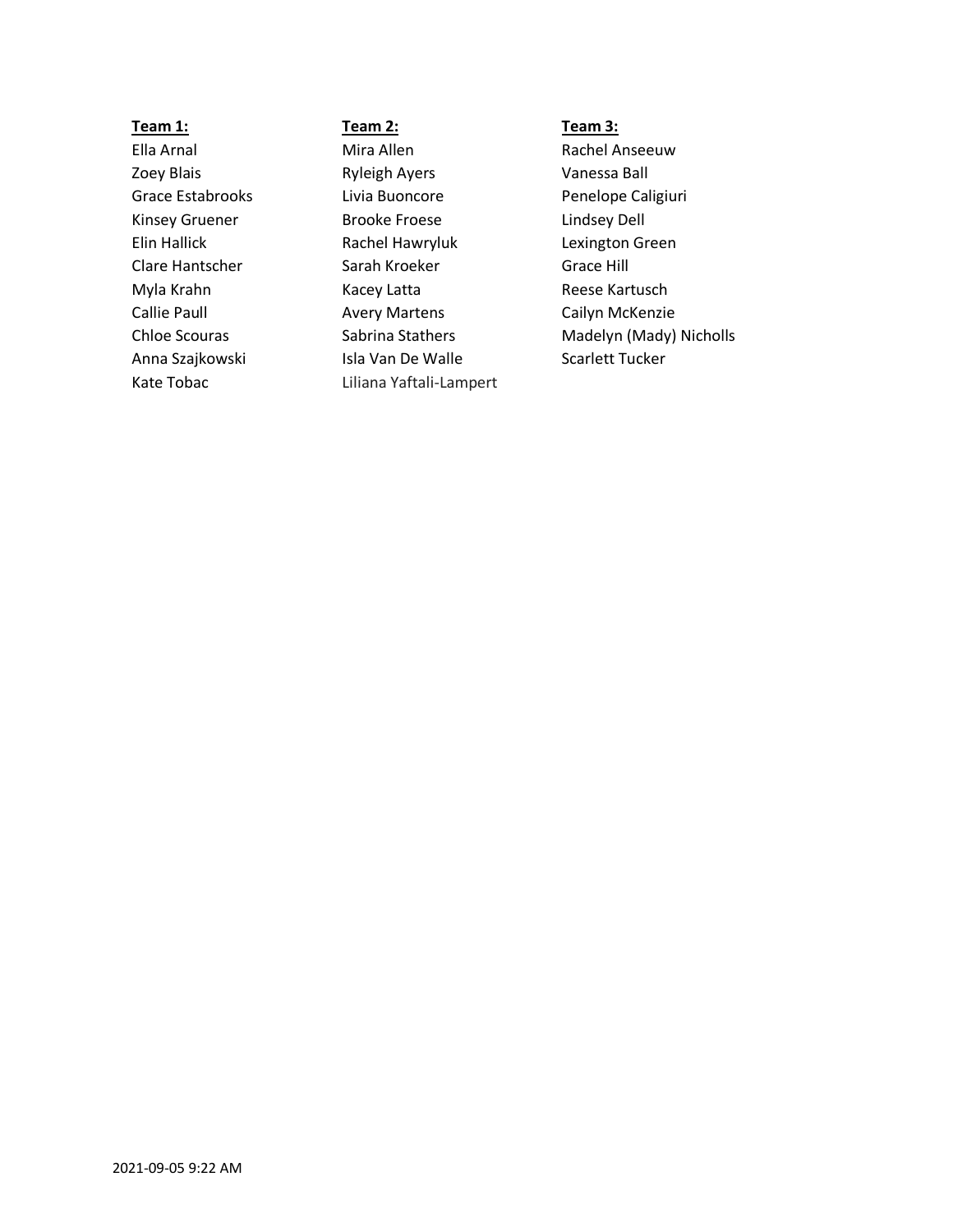| **Team 1:** | **Team 2:** | **Team 3:** |
| --- | --- | --- |
| Ella Arnal | Mira Allen | Rachel Anseeuw |
| Zoey Blais | Ryleigh Ayers | Vanessa Ball |
| Grace Estabrooks | Livia Buoncore | Penelope Caligiuri |
| Kinsey Gruener | Brooke Froese | Lindsey Dell |
| Elin Hallick | Rachel Hawryluk | Lexington Green |
| Clare Hantscher | Sarah Kroeker | Grace Hill |
| Myla Krahn | Kacey Latta | Reese Kartusch |
| Callie Paull | Avery Martens | Cailyn McKenzie |
| Chloe Scouras | Sabrina Stathers | Madelyn (Mady) Nicholls |
| Anna Szajkowski | Isla Van De Walle | Scarlett Tucker |
| Kate Tobac | Liliana Yaftali-Lampert | |